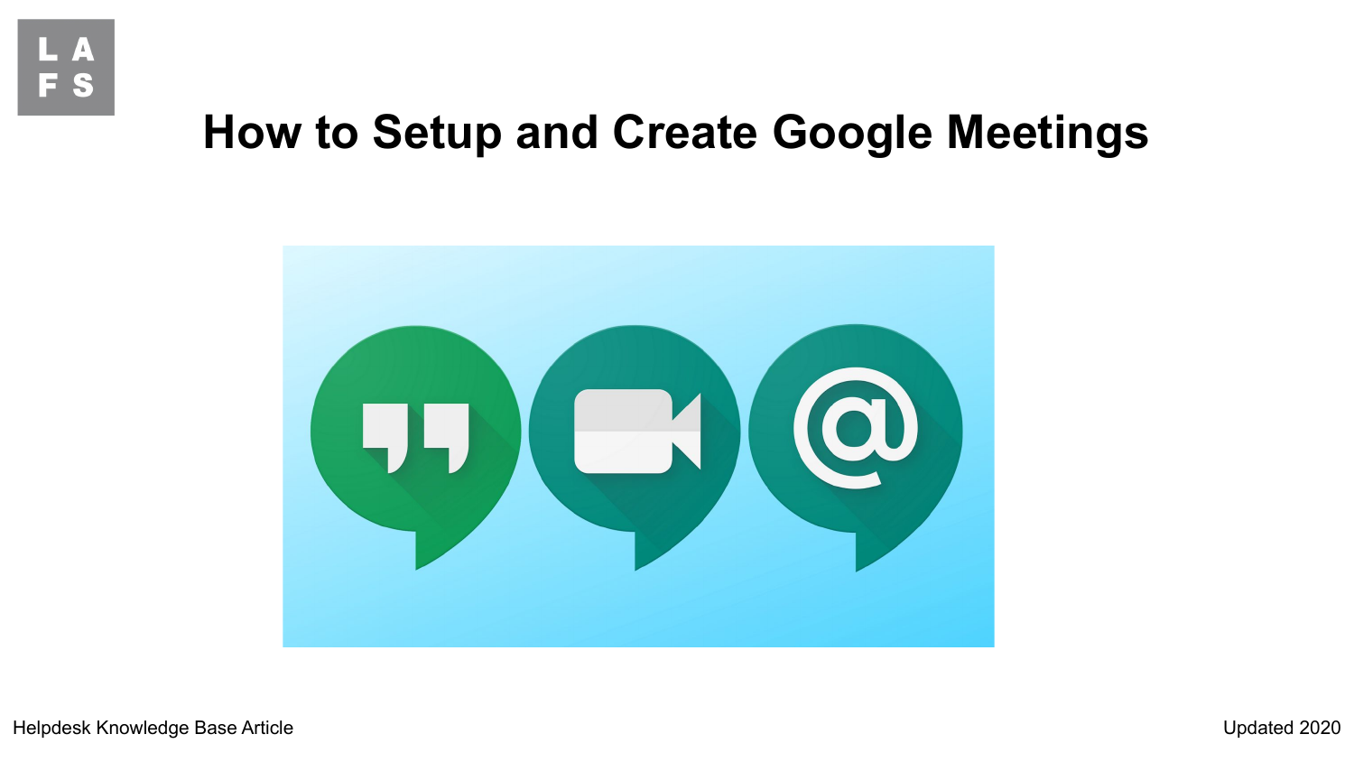L A
F S

# How to Setup and Create Google Meetings

Helpdesk Knowledge Base Article

Updated 2020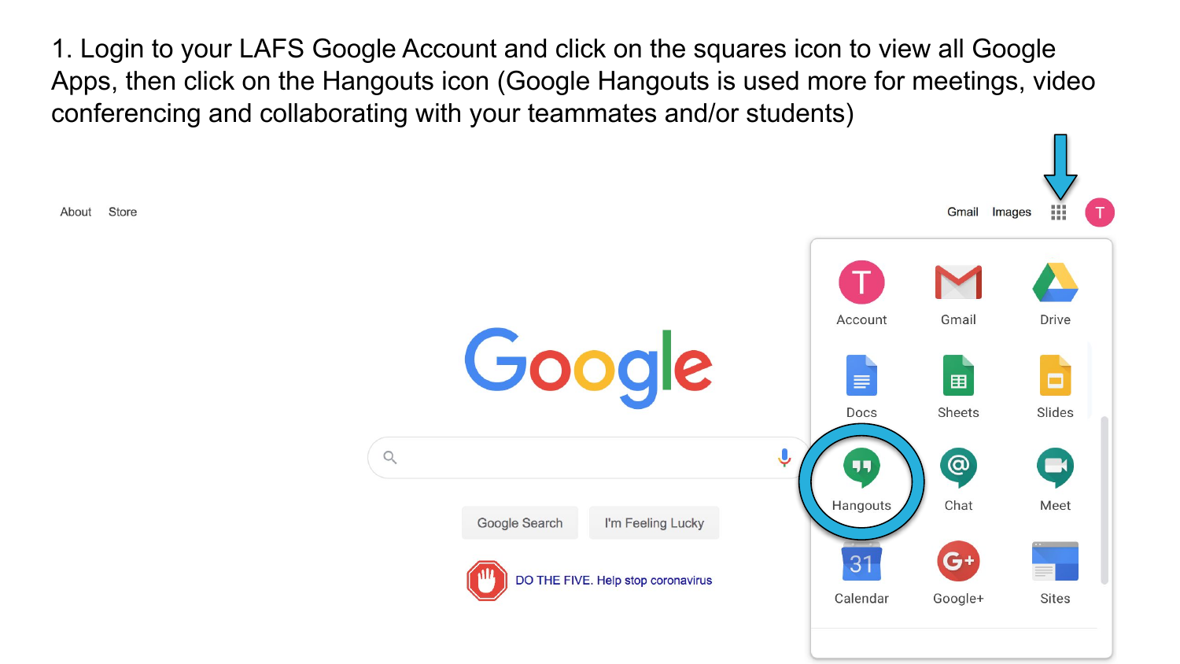1. Login to your LAFS Google Account and click on the squares icon to view all Google Apps, then click on the Hangouts icon (Google Hangouts is used more for meetings, video conferencing and collaborating with your teammates and/or students)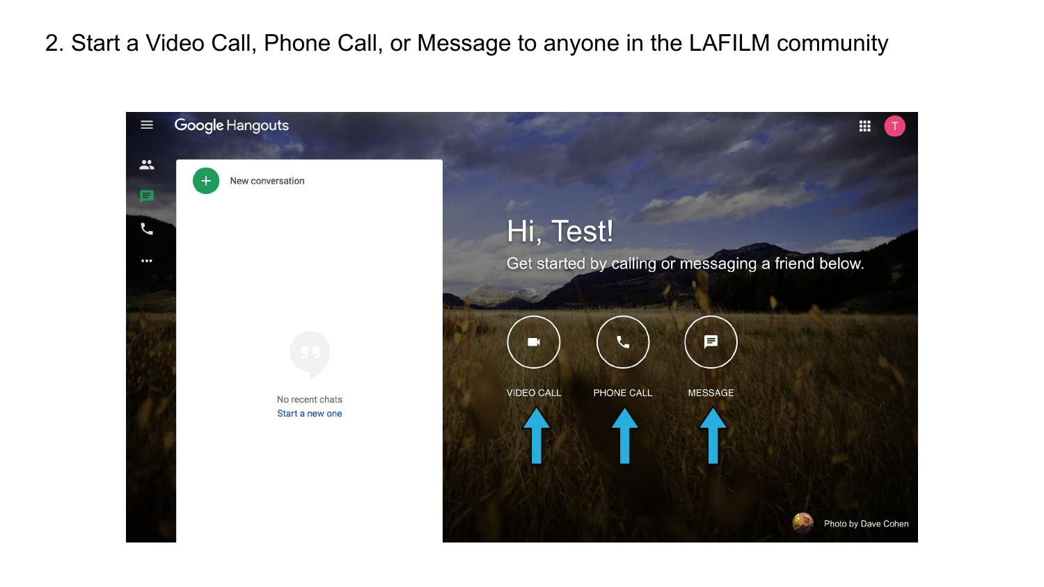2. Start a Video Call, Phone Call, or Message to anyone in the LAFILM community

Google Hangouts

New conversation

No recent chats

Start a new one

Hi, Test!

Get started by calling or messaging a friend below.

VIDEO CALL

PHONE CALL

MESSAGE

Photo by Dave Cohen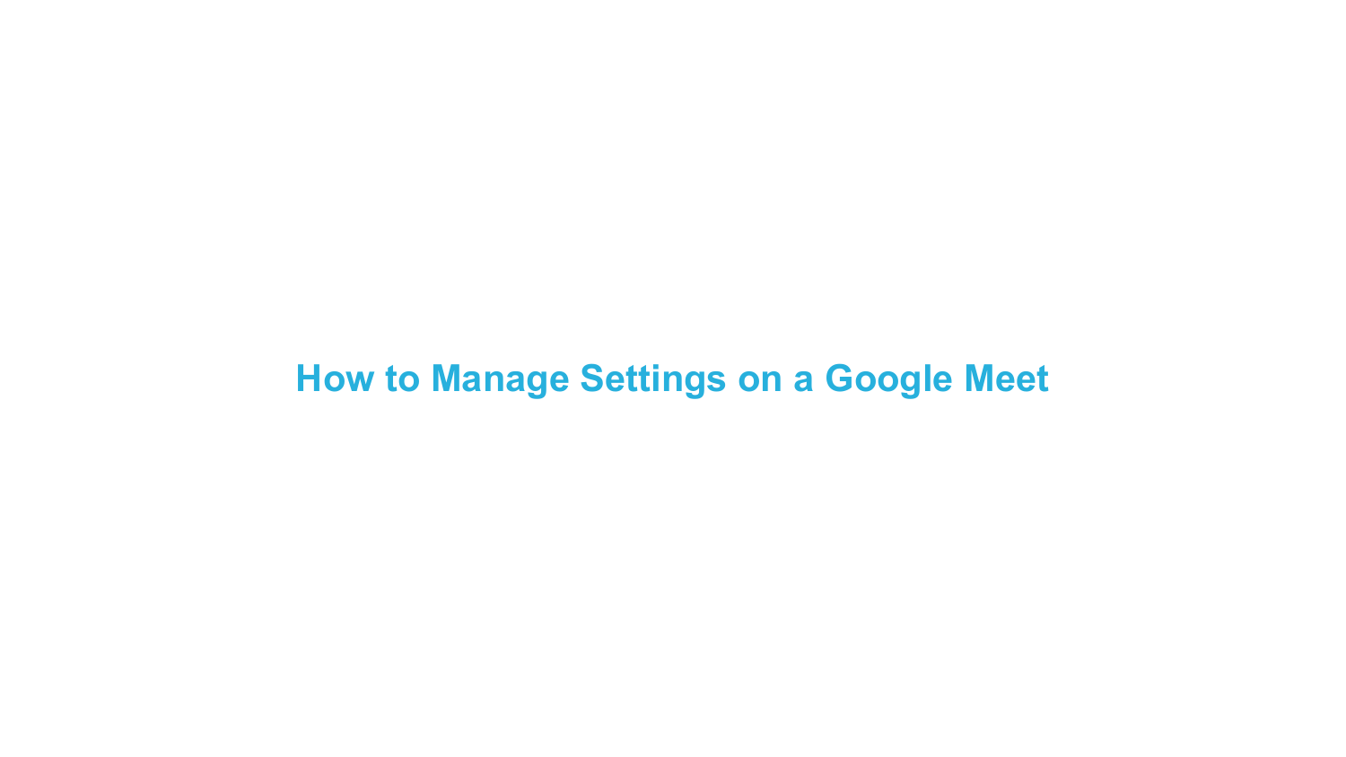# How to Manage Settings on a Google Meet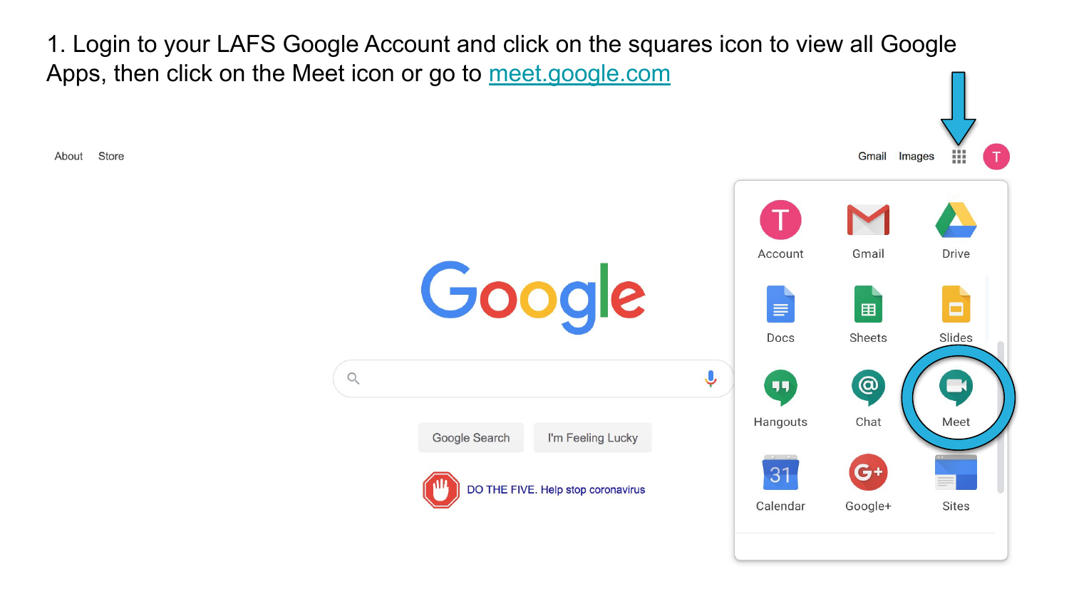1. Login to your LAFS Google Account and click on the squares icon to view all Google Apps, then click on the Meet icon or go to [meet.google.com](https://meet.google.com)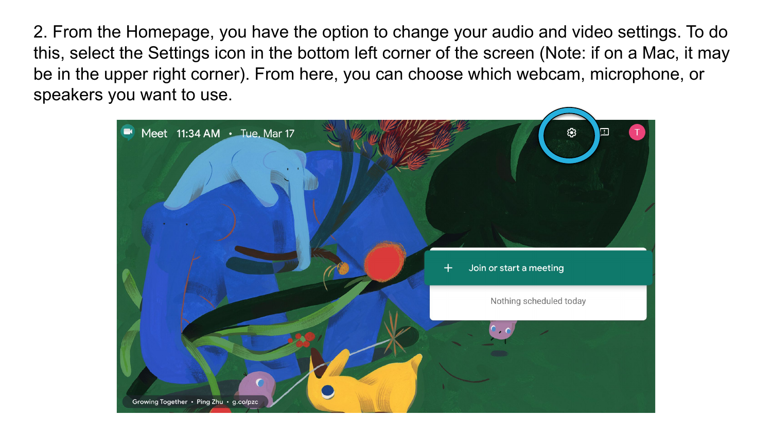2. From the Homepage, you have the option to change your audio and video settings. To do this, select the Settings icon in the bottom left corner of the screen (Note: if on a Mac, it may be in the upper right corner). From here, you can choose which webcam, microphone, or speakers you want to use.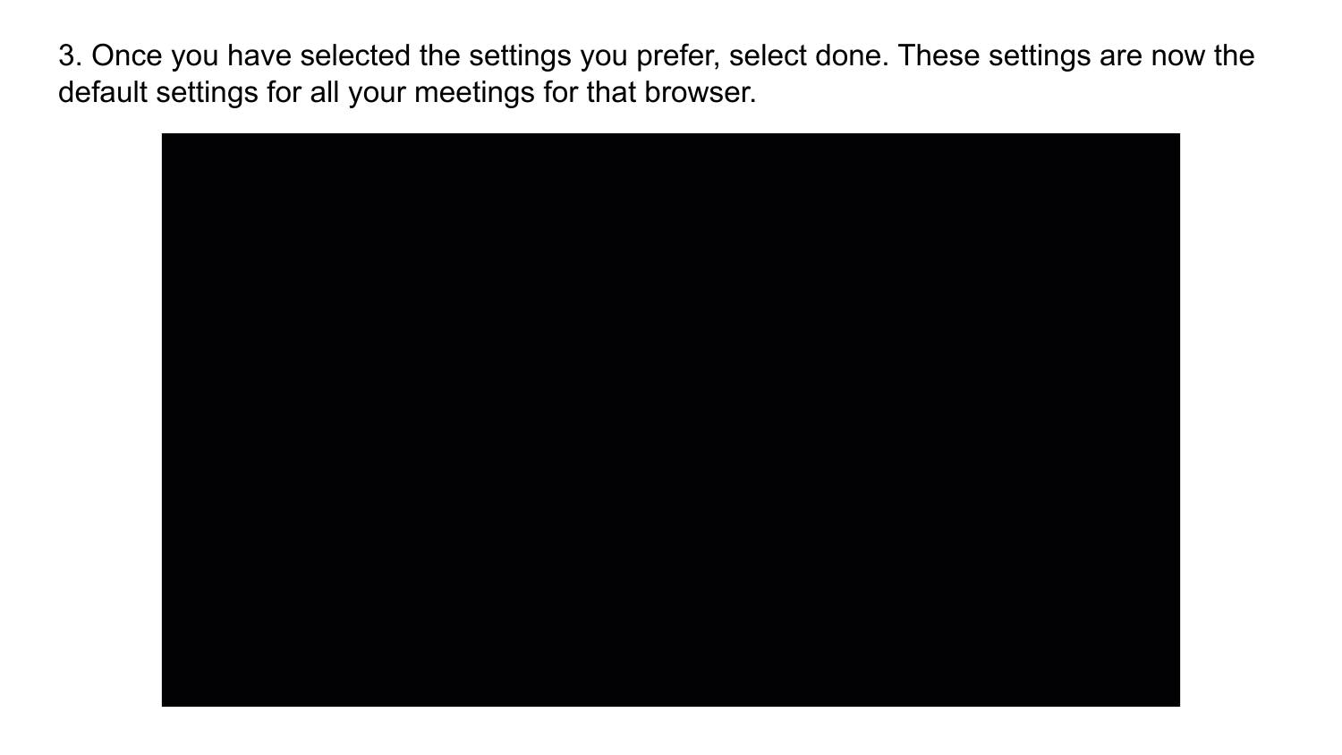3. Once you have selected the settings you prefer, select done. These settings are now the default settings for all your meetings for that browser.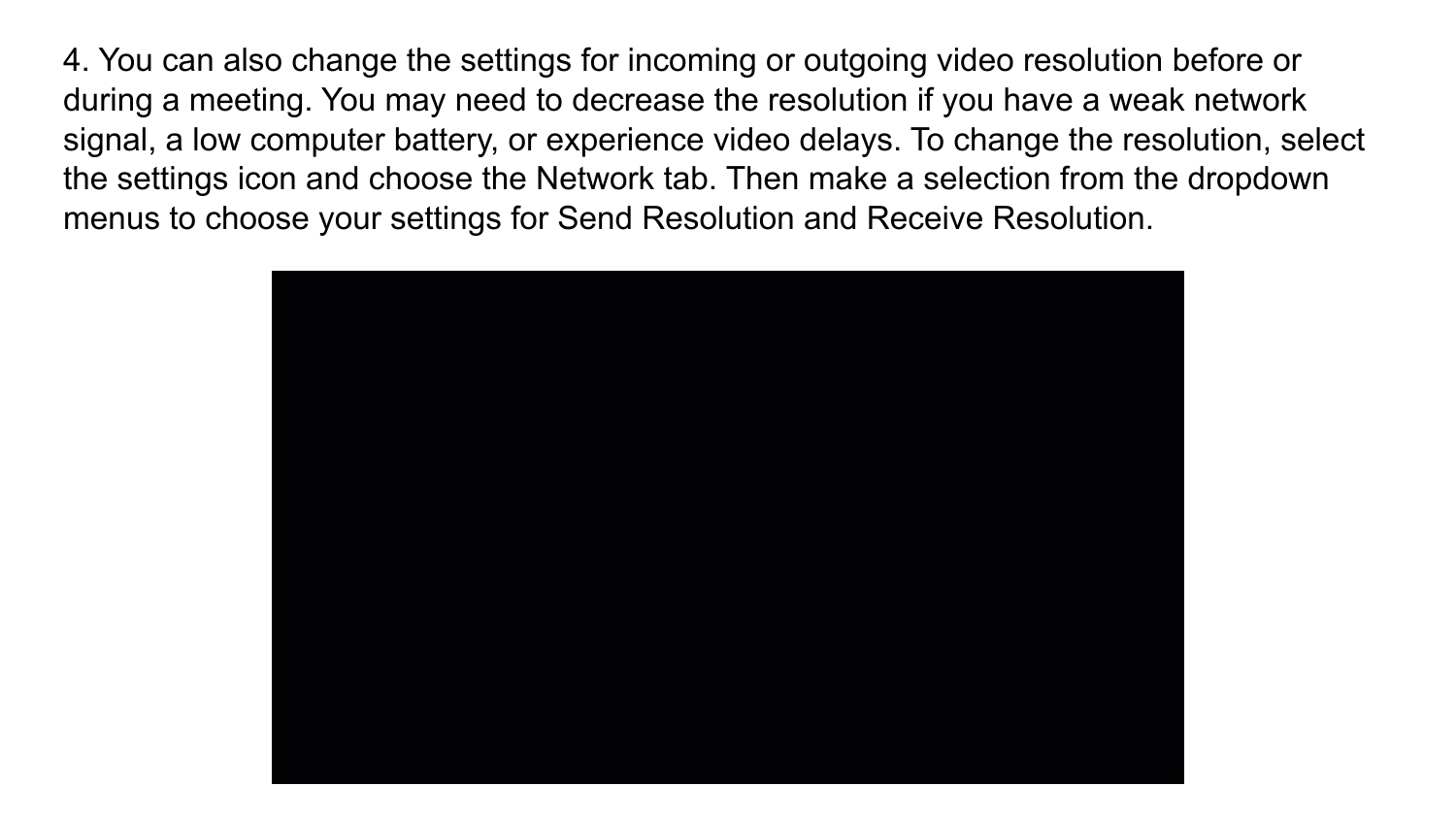4. You can also change the settings for incoming or outgoing video resolution before or during a meeting. You may need to decrease the resolution if you have a weak network signal, a low computer battery, or experience video delays. To change the resolution, select the settings icon and choose the Network tab. Then make a selection from the dropdown menus to choose your settings for Send Resolution and Receive Resolution.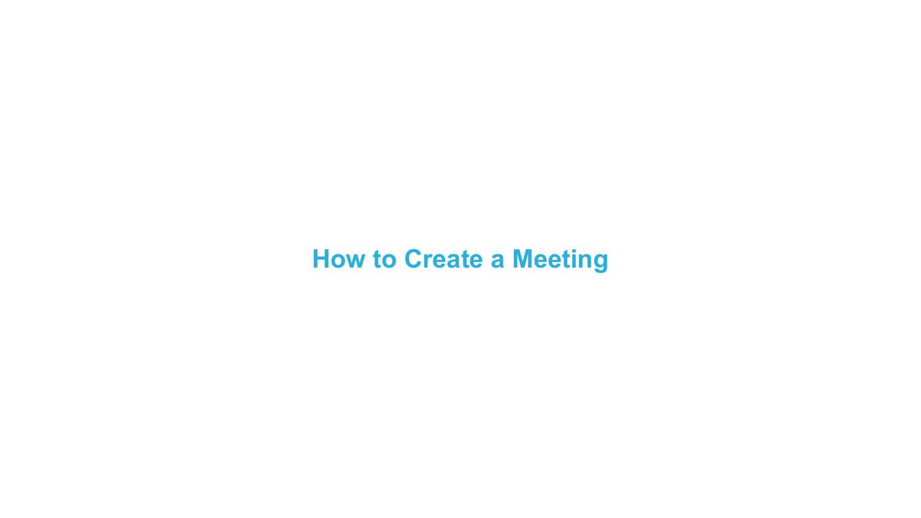# How to Create a Meeting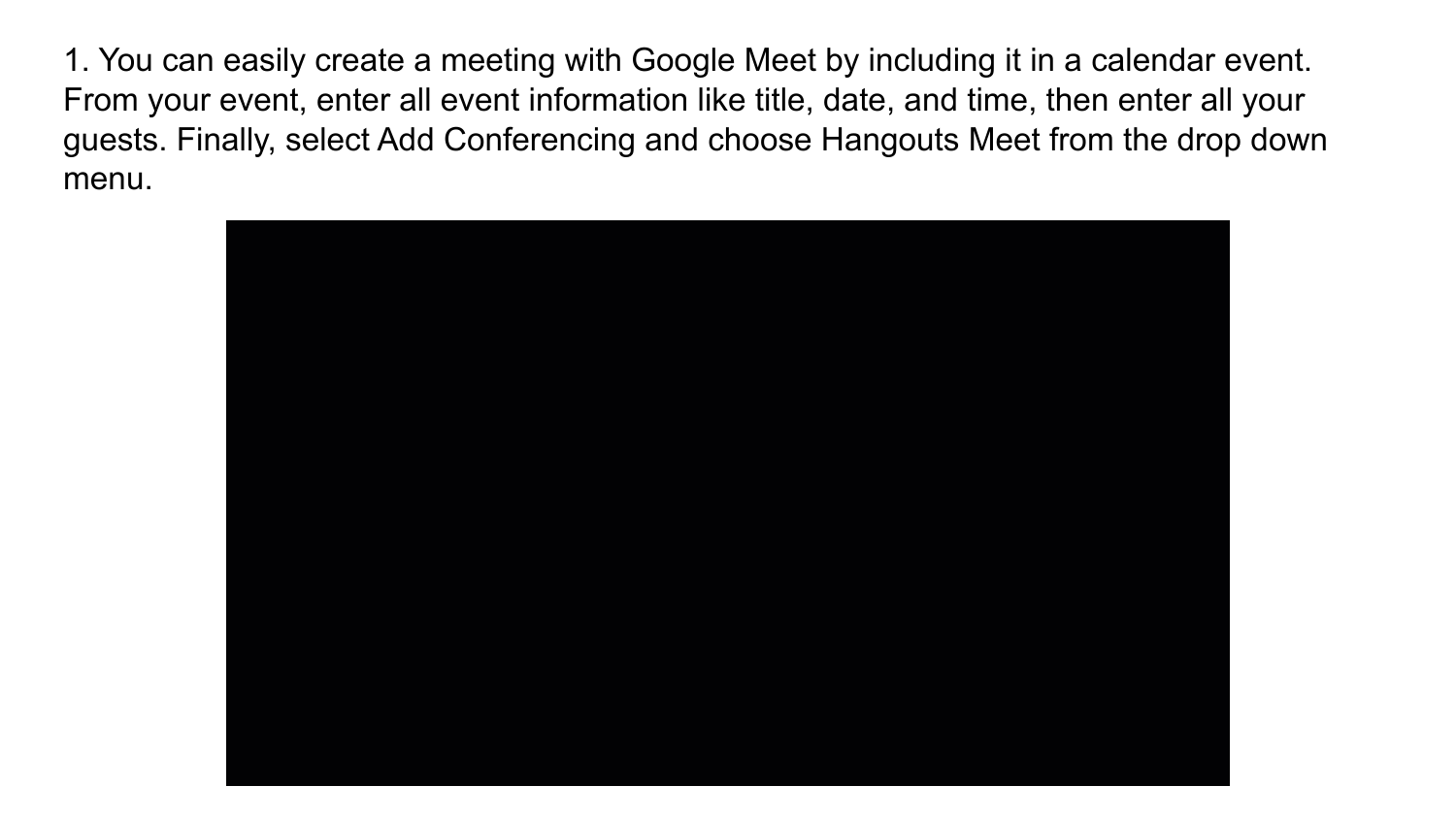1. You can easily create a meeting with Google Meet by including it in a calendar event. From your event, enter all event information like title, date, and time, then enter all your guests. Finally, select Add Conferencing and choose Hangouts Meet from the drop down menu.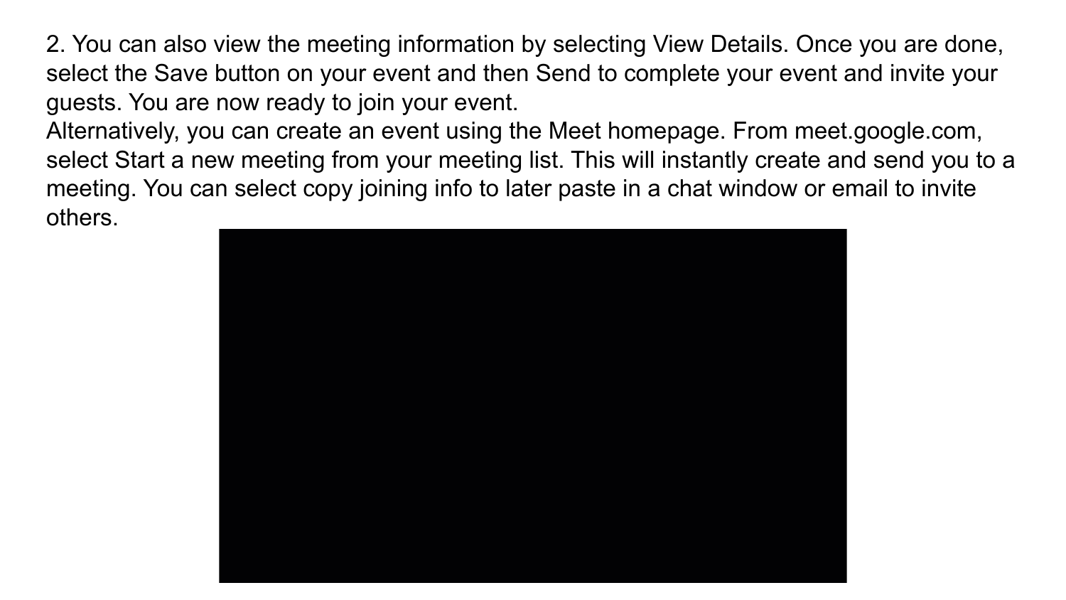2. You can also view the meeting information by selecting View Details. Once you are done, select the Save button on your event and then Send to complete your event and invite your guests. You are now ready to join your event.

Alternatively, you can create an event using the Meet homepage. From meet.google.com, select Start a new meeting from your meeting list. This will instantly create and send you to a meeting. You can select copy joining info to later paste in a chat window or email to invite others.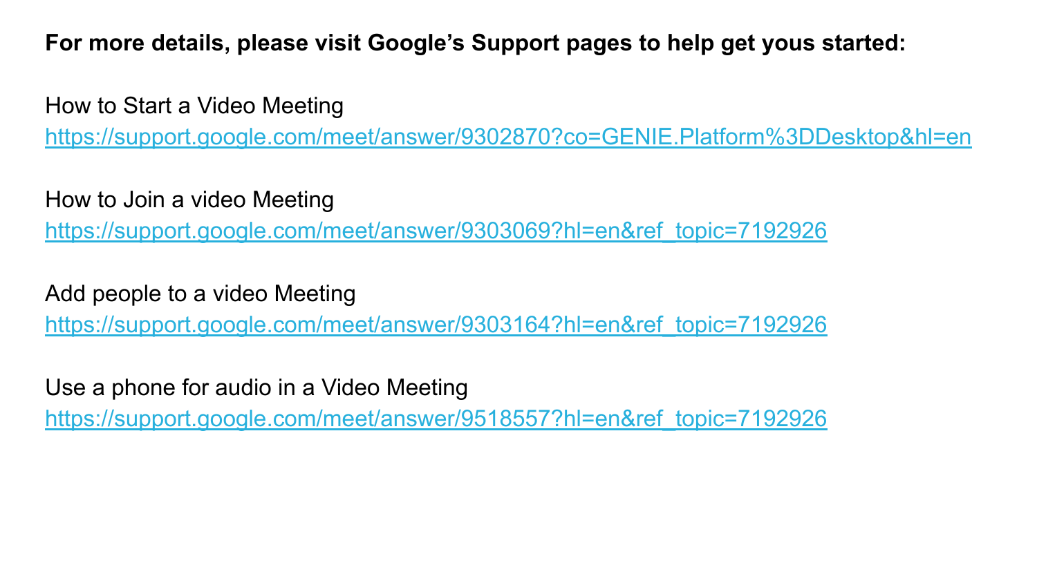**For more details, please visit Google's Support pages to help get yous started:**

How to Start a Video Meeting
https://support.google.com/meet/answer/9302870?co=GENIE.Platform%3DDesktop&hl=en

How to Join a video Meeting
https://support.google.com/meet/answer/9303069?hl=en&ref_topic=7192926

Add people to a video Meeting
https://support.google.com/meet/answer/9303164?hl=en&ref_topic=7192926

Use a phone for audio in a Video Meeting
https://support.google.com/meet/answer/9518557?hl=en&ref_topic=7192926